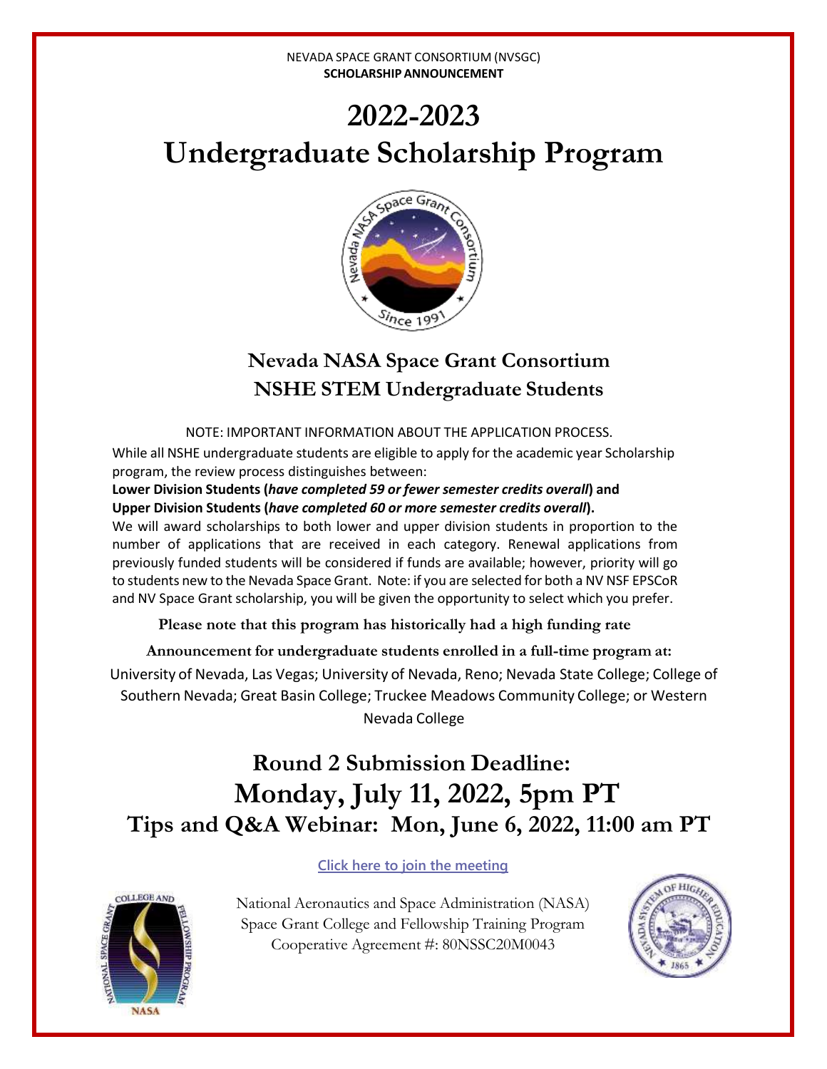NEVADA SPACE GRANT CONSORTIUM (NVSGC)
**SCHOLARSHIP ANNOUNCEMENT**

# 2022-2023
# Undergraduate Scholarship Program

## Nevada NASA Space Grant Consortium
## NSHE STEM Undergraduate Students

NOTE: IMPORTANT INFORMATION ABOUT THE APPLICATION PROCESS.

While all NSHE undergraduate students are eligible to apply for the academic year Scholarship program, the review process distinguishes between:

**Lower Division Students (*have completed 59 or fewer semester credits overall*) and**
**Upper Division Students (*have completed 60 or more semester credits overall*).**

We will award scholarships to both lower and upper division students in proportion to the number of applications that are received in each category. Renewal applications from previously funded students will be considered if funds are available; however, priority will go to students new to the Nevada Space Grant. Note: if you are selected for both a NV NSF EPSCoR and NV Space Grant scholarship, you will be given the opportunity to select which you prefer.

**Please note that this program has historically had a high funding rate**

**Announcement for undergraduate students enrolled in a full-time program at:**

University of Nevada, Las Vegas; University of Nevada, Reno; Nevada State College; College of Southern Nevada; Great Basin College; Truckee Meadows Community College; or Western Nevada College

## Round 2 Submission Deadline:
## Monday, July 11, 2022, 5pm PT
## Tips and Q&A Webinar: Mon, June 6, 2022, 11:00 am PT

Click here to join the meeting

National Aeronautics and Space Administration (NASA)
Space Grant College and Fellowship Training Program
Cooperative Agreement #: 80NSSC20M0043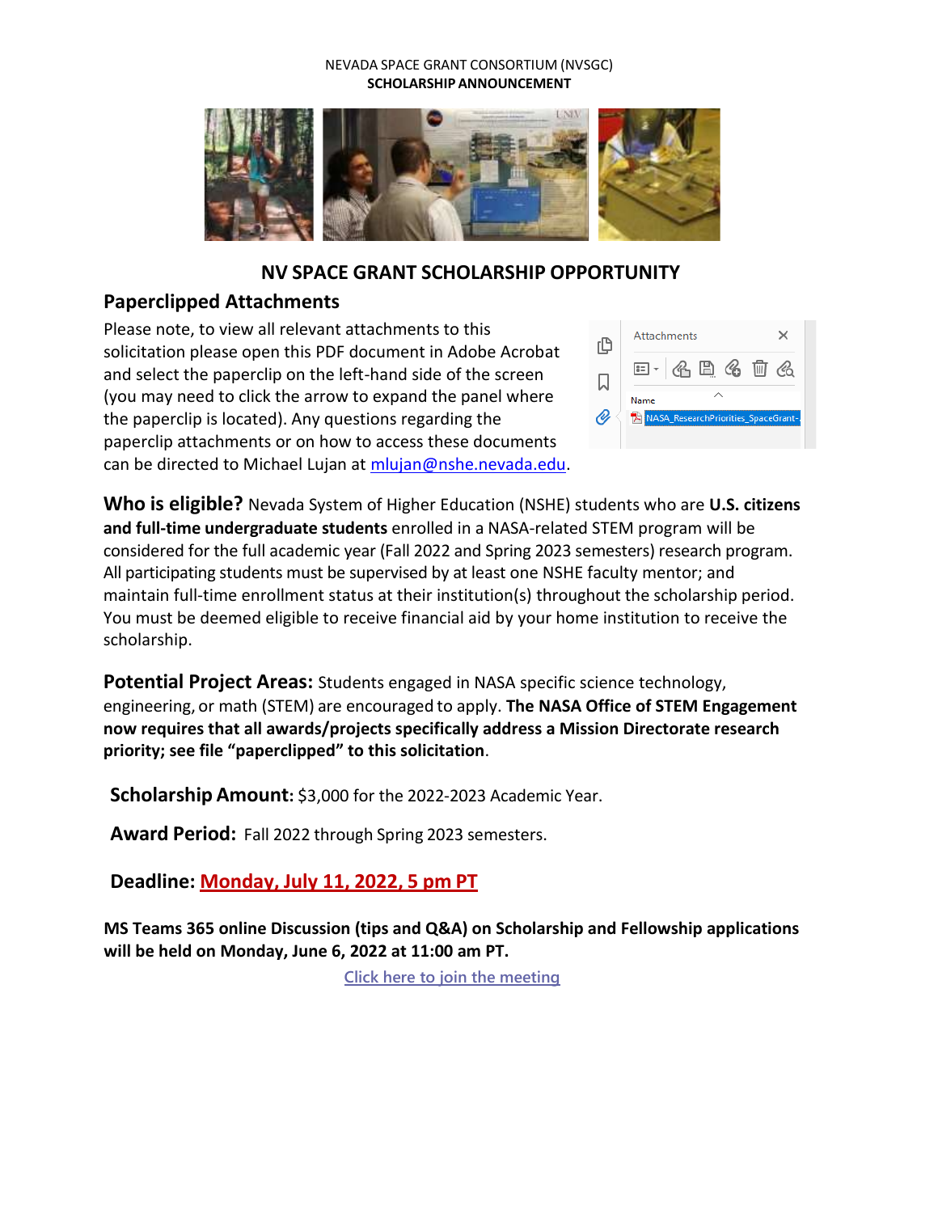NEVADA SPACE GRANT CONSORTIUM (NVSGC)

**SCHOLARSHIP ANNOUNCEMENT**

# NV SPACE GRANT SCHOLARSHIP OPPORTUNITY

## Paperclipped Attachments

Please note, to view all relevant attachments to this solicitation please open this PDF document in Adobe Acrobat and select the paperclip on the left-hand side of the screen (you may need to click the arrow to expand the panel where the paperclip is located). Any questions regarding the paperclip attachments or on how to access these documents can be directed to Michael Lujan at mlujan@nshe.nevada.edu.

**Who is eligible?** Nevada System of Higher Education (NSHE) students who are **U.S. citizens and full-time undergraduate students** enrolled in a NASA-related STEM program will be considered for the full academic year (Fall 2022 and Spring 2023 semesters) research program. All participating students must be supervised by at least one NSHE faculty mentor; and maintain full-time enrollment status at their institution(s) throughout the scholarship period. You must be deemed eligible to receive financial aid by your home institution to receive the scholarship.

**Potential Project Areas:** Students engaged in NASA specific science technology, engineering, or math (STEM) are encouraged to apply. **The NASA Office of STEM Engagement now requires that all awards/projects specifically address a Mission Directorate research priority; see file "paperclipped" to this solicitation**.

**Scholarship Amount:** $3,000 for the 2022-2023 Academic Year.

**Award Period:** Fall 2022 through Spring 2023 semesters.

**Deadline: Monday, July 11, 2022, 5 pm PT**

**MS Teams 365 online Discussion (tips and Q&A) on Scholarship and Fellowship applications will be held on Monday, June 6, 2022 at 11:00 am PT.**

Click here to join the meeting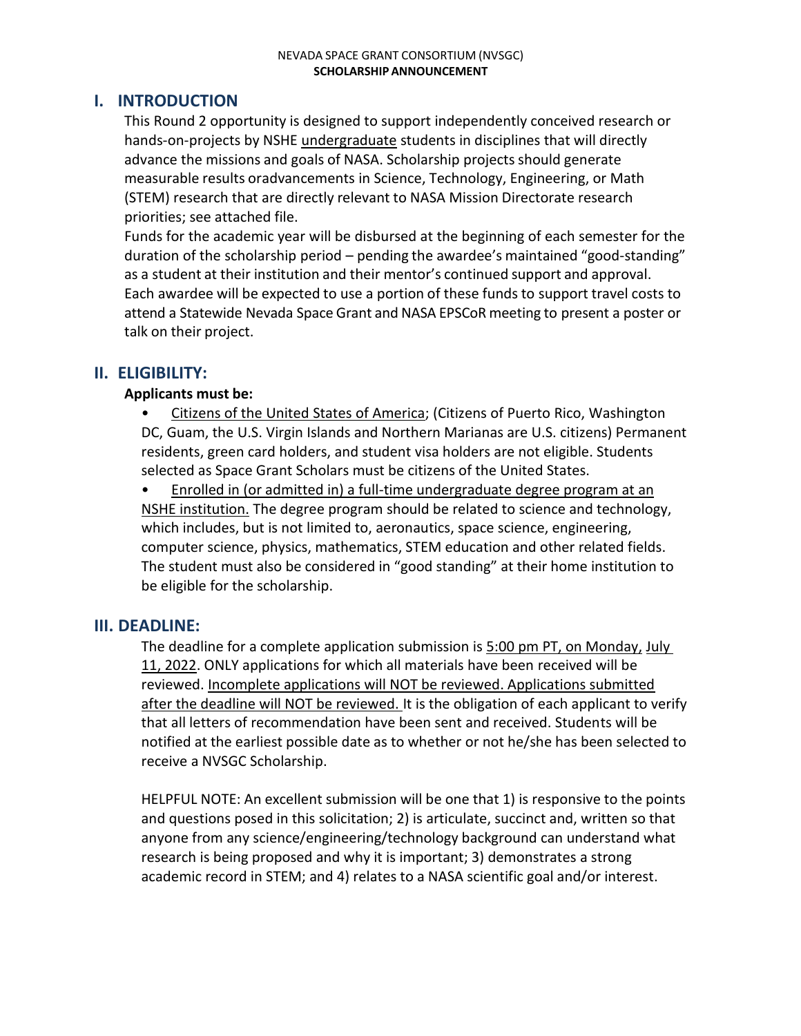NEVADA SPACE GRANT CONSORTIUM (NVSGC)
**SCHOLARSHIP ANNOUNCEMENT**

## I. INTRODUCTION

This Round 2 opportunity is designed to support independently conceived research or hands-on-projects by NSHE undergraduate students in disciplines that will directly advance the missions and goals of NASA. Scholarship projects should generate measurable results oradvancements in Science, Technology, Engineering, or Math (STEM) research that are directly relevant to NASA Mission Directorate research priorities; see attached file.

Funds for the academic year will be disbursed at the beginning of each semester for the duration of the scholarship period – pending the awardee's maintained "good-standing" as a student at their institution and their mentor's continued support and approval. Each awardee will be expected to use a portion of these funds to support travel costs to attend a Statewide Nevada Space Grant and NASA EPSCoR meeting to present a poster or talk on their project.

## II. ELIGIBILITY:

**Applicants must be:**

- Citizens of the United States of America; (Citizens of Puerto Rico, Washington DC, Guam, the U.S. Virgin Islands and Northern Marianas are U.S. citizens) Permanent residents, green card holders, and student visa holders are not eligible. Students selected as Space Grant Scholars must be citizens of the United States.
- Enrolled in (or admitted in) a full-time undergraduate degree program at an NSHE institution. The degree program should be related to science and technology, which includes, but is not limited to, aeronautics, space science, engineering, computer science, physics, mathematics, STEM education and other related fields. The student must also be considered in "good standing" at their home institution to be eligible for the scholarship.

## III. DEADLINE:

The deadline for a complete application submission is 5:00 pm PT, on Monday, July 11, 2022. ONLY applications for which all materials have been received will be reviewed. Incomplete applications will NOT be reviewed. Applications submitted after the deadline will NOT be reviewed. It is the obligation of each applicant to verify that all letters of recommendation have been sent and received. Students will be notified at the earliest possible date as to whether or not he/she has been selected to receive a NVSGC Scholarship.

HELPFUL NOTE: An excellent submission will be one that 1) is responsive to the points and questions posed in this solicitation; 2) is articulate, succinct and, written so that anyone from any science/engineering/technology background can understand what research is being proposed and why it is important; 3) demonstrates a strong academic record in STEM; and 4) relates to a NASA scientific goal and/or interest.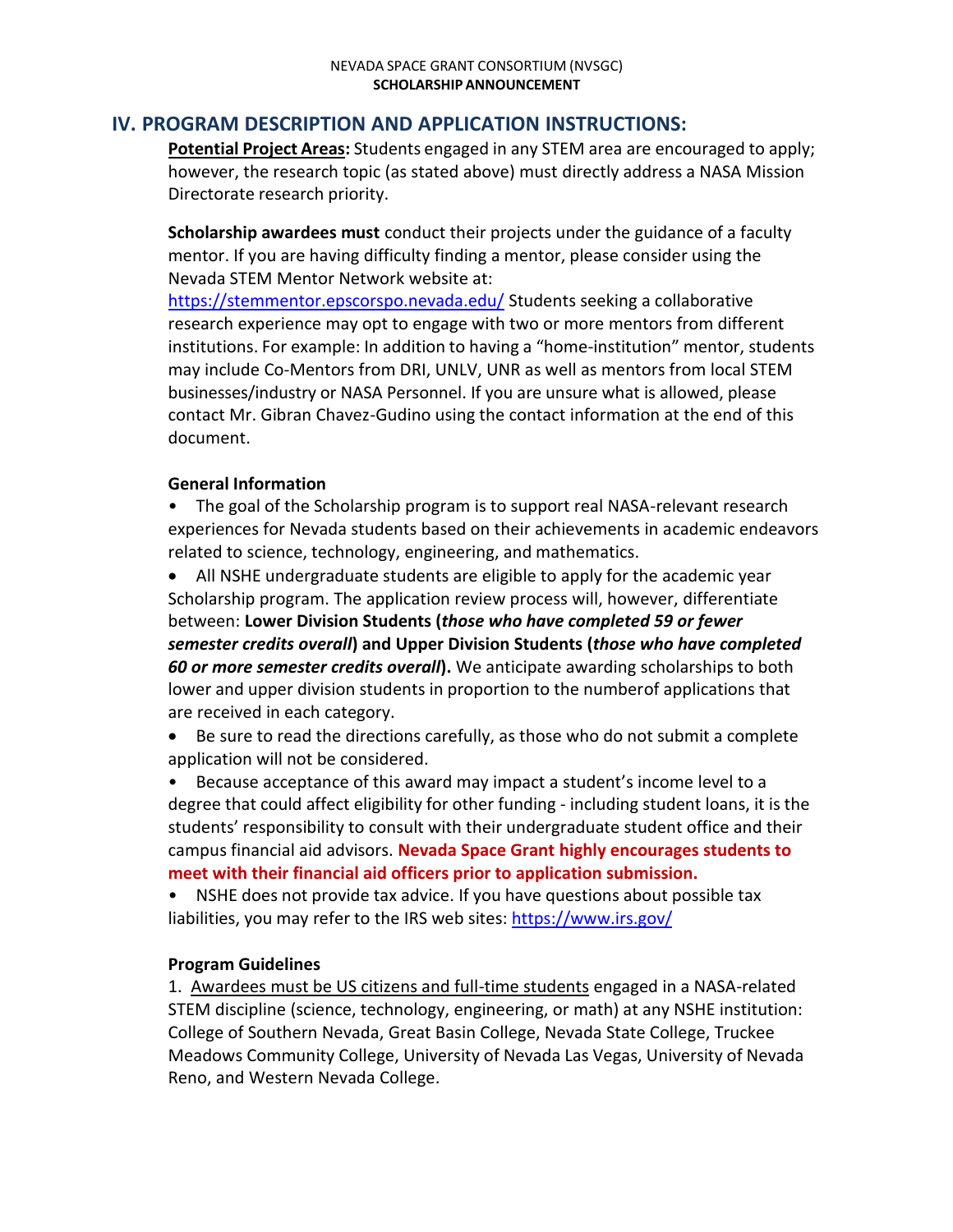## IV. PROGRAM DESCRIPTION AND APPLICATION INSTRUCTIONS:

**Potential Project Areas:** Students engaged in any STEM area are encouraged to apply; however, the research topic (as stated above) must directly address a NASA Mission Directorate research priority.

**Scholarship awardees must** conduct their projects under the guidance of a faculty mentor. If you are having difficulty finding a mentor, please consider using the Nevada STEM Mentor Network website at: https://stemmentor.epscorspo.nevada.edu/ Students seeking a collaborative research experience may opt to engage with two or more mentors from different institutions. For example: In addition to having a "home-institution" mentor, students may include Co-Mentors from DRI, UNLV, UNR as well as mentors from local STEM businesses/industry or NASA Personnel. If you are unsure what is allowed, please contact Mr. Gibran Chavez-Gudino using the contact information at the end of this document.

**General Information**

- The goal of the Scholarship program is to support real NASA-relevant research experiences for Nevada students based on their achievements in academic endeavors related to science, technology, engineering, and mathematics.
- All NSHE undergraduate students are eligible to apply for the academic year Scholarship program. The application review process will, however, differentiate between: **Lower Division Students (*those who have completed 59 or fewer semester credits overall*) and Upper Division Students (*those who have completed 60 or more semester credits overall*).** We anticipate awarding scholarships to both lower and upper division students in proportion to the numberof applications that are received in each category.
- Be sure to read the directions carefully, as those who do not submit a complete application will not be considered.
- Because acceptance of this award may impact a student's income level to a degree that could affect eligibility for other funding - including student loans, it is the students' responsibility to consult with their undergraduate student office and their campus financial aid advisors. **Nevada Space Grant highly encourages students to meet with their financial aid officers prior to application submission.**
- NSHE does not provide tax advice. If you have questions about possible tax liabilities, you may refer to the IRS web sites: https://www.irs.gov/

**Program Guidelines**

1. Awardees must be US citizens and full-time students engaged in a NASA-related STEM discipline (science, technology, engineering, or math) at any NSHE institution: College of Southern Nevada, Great Basin College, Nevada State College, Truckee Meadows Community College, University of Nevada Las Vegas, University of Nevada Reno, and Western Nevada College.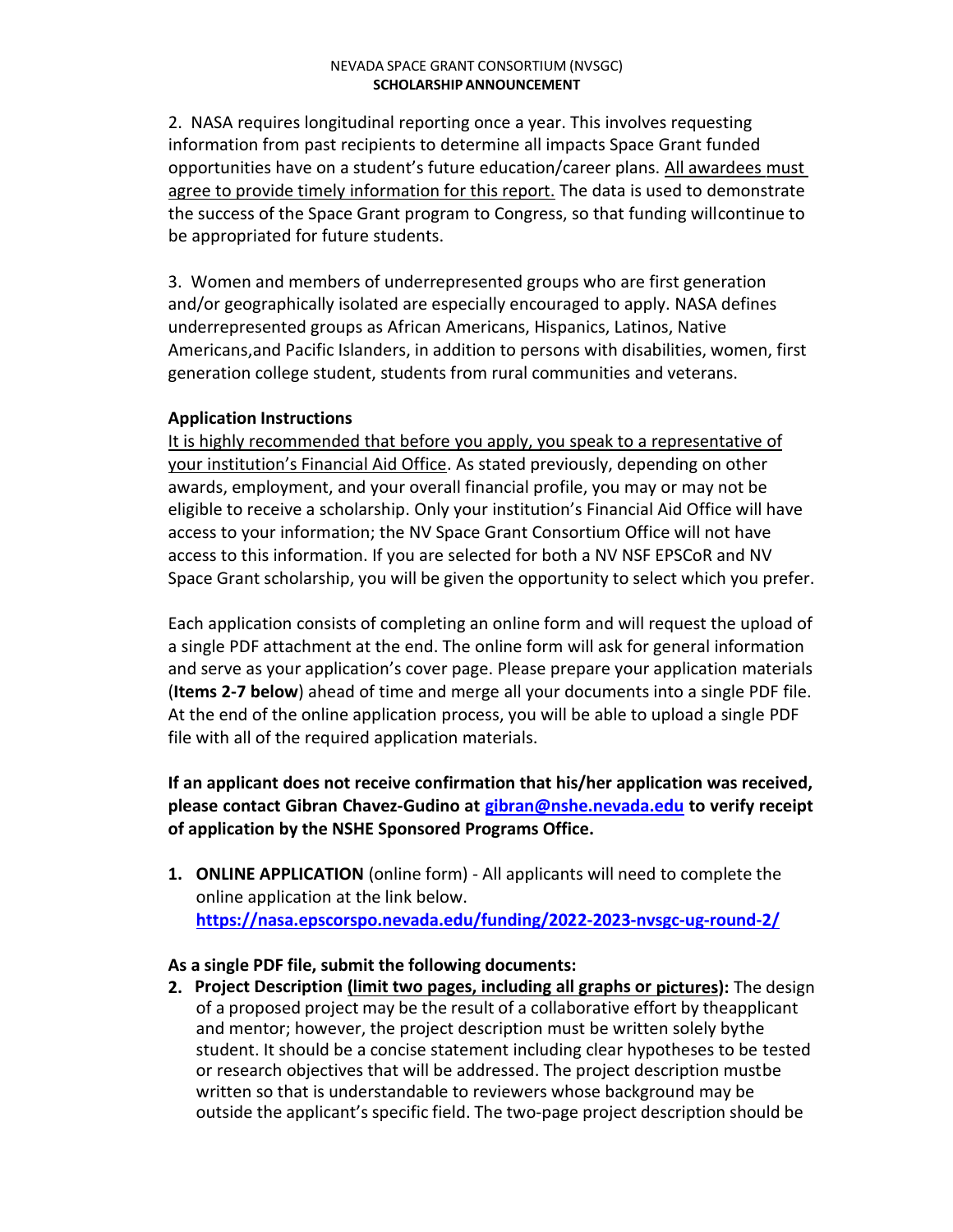2. NASA requires longitudinal reporting once a year. This involves requesting information from past recipients to determine all impacts Space Grant funded opportunities have on a student's future education/career plans. <u>All awardees must agree to provide timely information for this report.</u> The data is used to demonstrate the success of the Space Grant program to Congress, so that funding willcontinue to be appropriated for future students.

3. Women and members of underrepresented groups who are first generation and/or geographically isolated are especially encouraged to apply. NASA defines underrepresented groups as African Americans, Hispanics, Latinos, Native Americans,and Pacific Islanders, in addition to persons with disabilities, women, first generation college student, students from rural communities and veterans.

**Application Instructions**

<u>It is highly recommended that before you apply, you speak to a representative of your institution's Financial Aid Office</u>. As stated previously, depending on other awards, employment, and your overall financial profile, you may or may not be eligible to receive a scholarship. Only your institution's Financial Aid Office will have access to your information; the NV Space Grant Consortium Office will not have access to this information. If you are selected for both a NV NSF EPSCoR and NV Space Grant scholarship, you will be given the opportunity to select which you prefer.

Each application consists of completing an online form and will request the upload of a single PDF attachment at the end. The online form will ask for general information and serve as your application's cover page. Please prepare your application materials (**Items 2-7 below**) ahead of time and merge all your documents into a single PDF file. At the end of the online application process, you will be able to upload a single PDF file with all of the required application materials.

**If an applicant does not receive confirmation that his/her application was received, please contact Gibran Chavez-Gudino at gibran@nshe.nevada.edu to verify receipt of application by the NSHE Sponsored Programs Office.**

1. **ONLINE APPLICATION** (online form) - All applicants will need to complete the online application at the link below.
   **https://nasa.epscorspo.nevada.edu/funding/2022-2023-nvsgc-ug-round-2/**

**As a single PDF file, submit the following documents:**

2. **Project Description (<u>limit two pages, including all graphs or pictures</u>):** The design of a proposed project may be the result of a collaborative effort by theapplicant and mentor; however, the project description must be written solely bythe student. It should be a concise statement including clear hypotheses to be tested or research objectives that will be addressed. The project description mustbe written so that is understandable to reviewers whose background may be outside the applicant's specific field. The two-page project description should be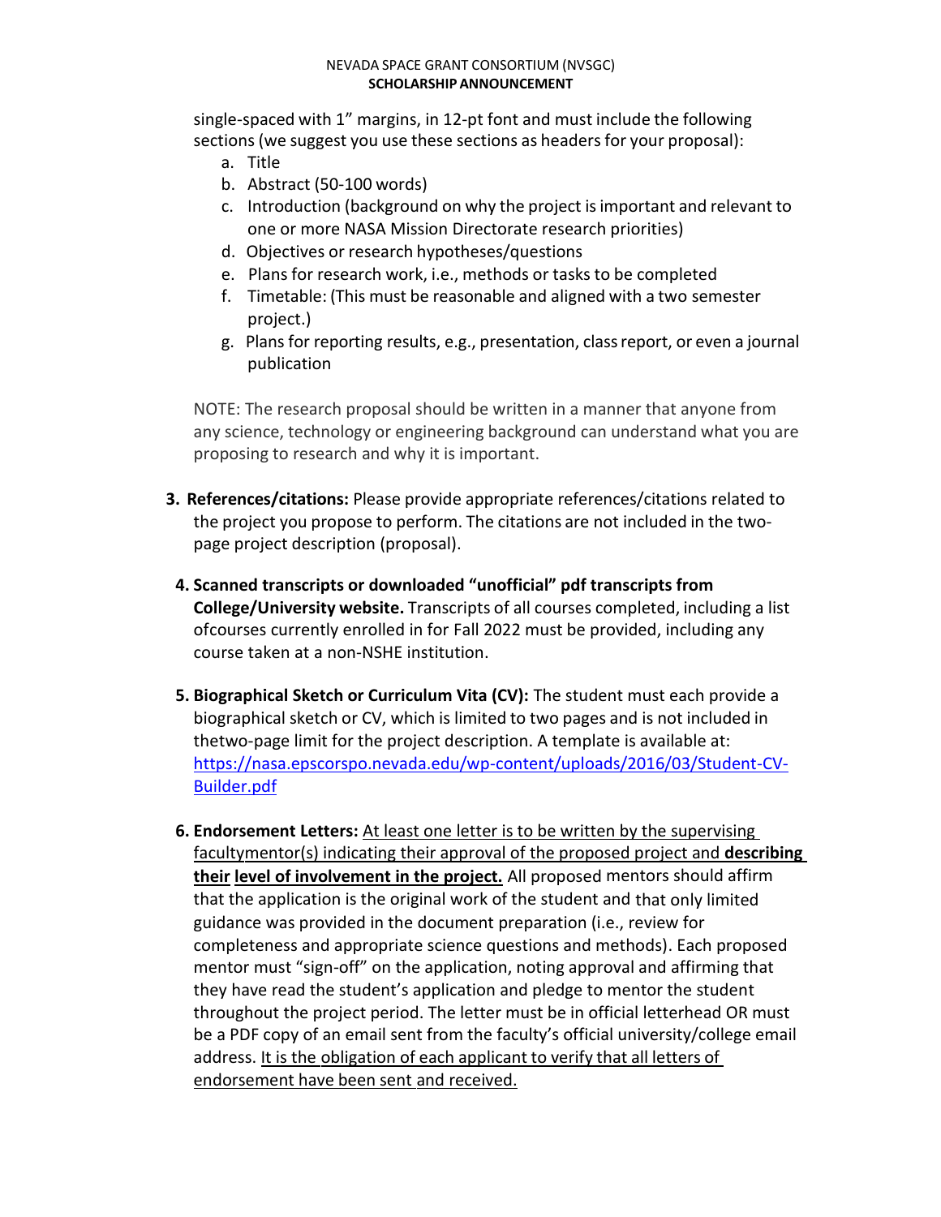single-spaced with 1" margins, in 12-pt font and must include the following sections (we suggest you use these sections as headers for your proposal):

a. Title
b. Abstract (50-100 words)
c. Introduction (background on why the project is important and relevant to one or more NASA Mission Directorate research priorities)
d. Objectives or research hypotheses/questions
e. Plans for research work, i.e., methods or tasks to be completed
f. Timetable: (This must be reasonable and aligned with a two semester project.)
g. Plans for reporting results, e.g., presentation, class report, or even a journal publication

NOTE: The research proposal should be written in a manner that anyone from any science, technology or engineering background can understand what you are proposing to research and why it is important.

3. **References/citations:** Please provide appropriate references/citations related to the project you propose to perform. The citations are not included in the two-page project description (proposal).

4. **Scanned transcripts or downloaded "unofficial" pdf transcripts from College/University website.** Transcripts of all courses completed, including a list ofcourses currently enrolled in for Fall 2022 must be provided, including any course taken at a non-NSHE institution.

5. **Biographical Sketch or Curriculum Vita (CV):** The student must each provide a biographical sketch or CV, which is limited to two pages and is not included in thetwo-page limit for the project description. A template is available at: https://nasa.epscorspo.nevada.edu/wp-content/uploads/2016/03/Student-CV-Builder.pdf

6. **Endorsement Letters:** At least one letter is to be written by the supervising facultymentor(s) indicating their approval of the proposed project and **describing their level of involvement in the project.** All proposed mentors should affirm that the application is the original work of the student and that only limited guidance was provided in the document preparation (i.e., review for completeness and appropriate science questions and methods). Each proposed mentor must "sign-off" on the application, noting approval and affirming that they have read the student's application and pledge to mentor the student throughout the project period. The letter must be in official letterhead OR must be a PDF copy of an email sent from the faculty's official university/college email address. It is the obligation of each applicant to verify that all letters of endorsement have been sent and received.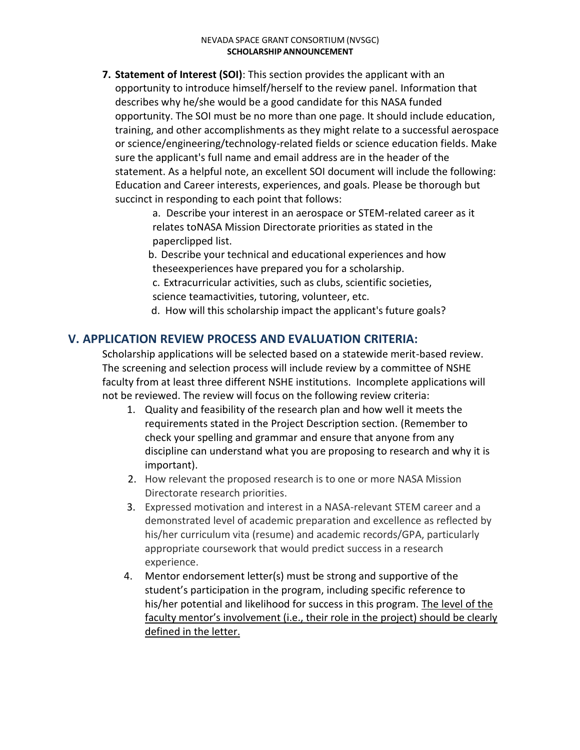7. **Statement of Interest (SOI)**: This section provides the applicant with an opportunity to introduce himself/herself to the review panel. Information that describes why he/she would be a good candidate for this NASA funded opportunity. The SOI must be no more than one page. It should include education, training, and other accomplishments as they might relate to a successful aerospace or science/engineering/technology-related fields or science education fields. Make sure the applicant's full name and email address are in the header of the statement. As a helpful note, an excellent SOI document will include the following: Education and Career interests, experiences, and goals. Please be thorough but succinct in responding to each point that follows:

   a. Describe your interest in an aerospace or STEM-related career as it relates toNASA Mission Directorate priorities as stated in the paperclipped list.

   b. Describe your technical and educational experiences and how theseexperiences have prepared you for a scholarship.

   c. Extracurricular activities, such as clubs, scientific societies, science teamactivities, tutoring, volunteer, etc.

   d. How will this scholarship impact the applicant's future goals?

## V. APPLICATION REVIEW PROCESS AND EVALUATION CRITERIA:

Scholarship applications will be selected based on a statewide merit-based review. The screening and selection process will include review by a committee of NSHE faculty from at least three different NSHE institutions. Incomplete applications will not be reviewed. The review will focus on the following review criteria:

1. Quality and feasibility of the research plan and how well it meets the requirements stated in the Project Description section. (Remember to check your spelling and grammar and ensure that anyone from any discipline can understand what you are proposing to research and why it is important).
2. How relevant the proposed research is to one or more NASA Mission Directorate research priorities.
3. Expressed motivation and interest in a NASA-relevant STEM career and a demonstrated level of academic preparation and excellence as reflected by his/her curriculum vita (resume) and academic records/GPA, particularly appropriate coursework that would predict success in a research experience.
4. Mentor endorsement letter(s) must be strong and supportive of the student's participation in the program, including specific reference to his/her potential and likelihood for success in this program. The level of the faculty mentor's involvement (i.e., their role in the project) should be clearly defined in the letter.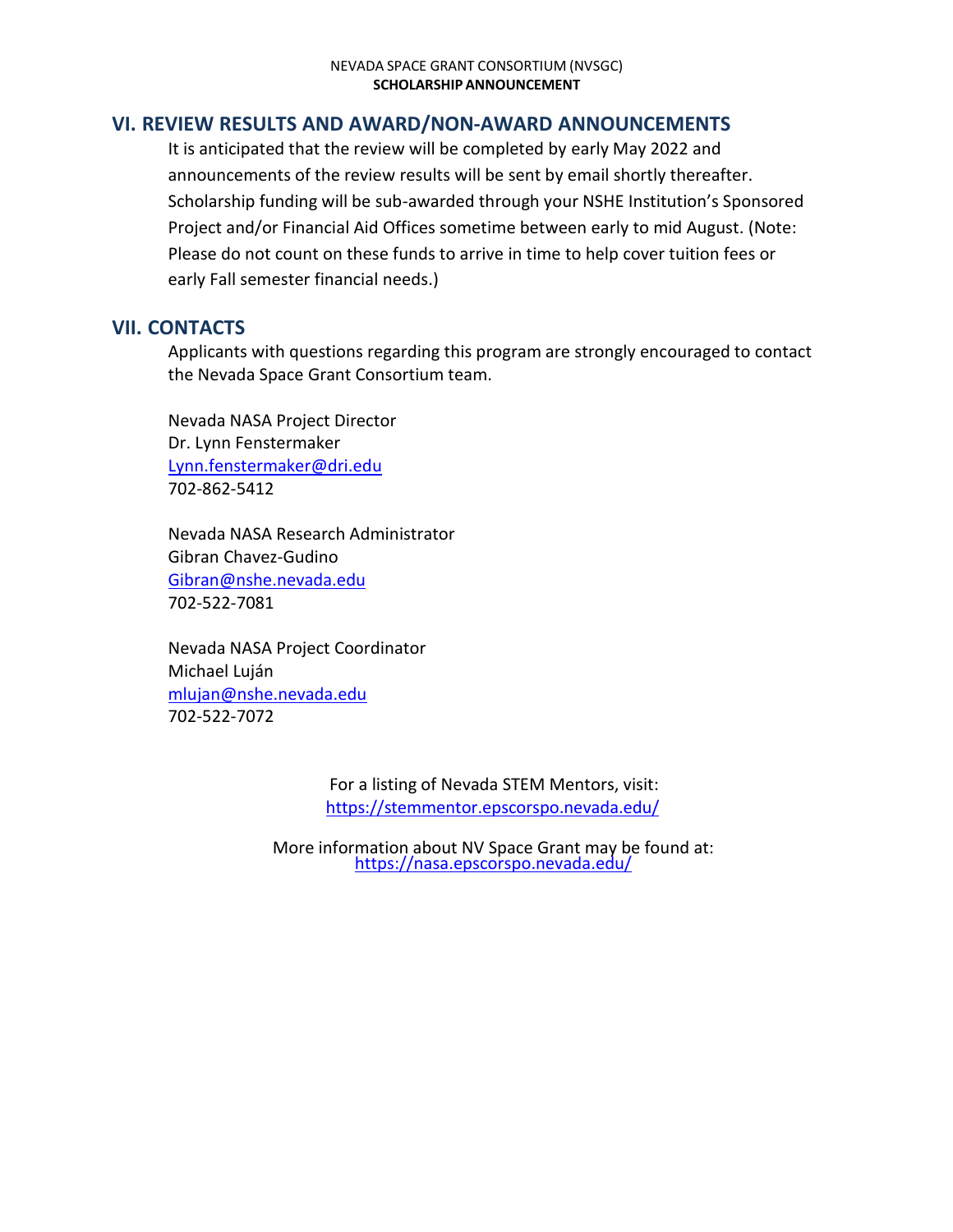## VI. REVIEW RESULTS AND AWARD/NON-AWARD ANNOUNCEMENTS

It is anticipated that the review will be completed by early May 2022 and announcements of the review results will be sent by email shortly thereafter. Scholarship funding will be sub-awarded through your NSHE Institution's Sponsored Project and/or Financial Aid Offices sometime between early to mid August. (Note: Please do not count on these funds to arrive in time to help cover tuition fees or early Fall semester financial needs.)

## VII. CONTACTS

Applicants with questions regarding this program are strongly encouraged to contact the Nevada Space Grant Consortium team.

Nevada NASA Project Director
Dr. Lynn Fenstermaker
Lynn.fenstermaker@dri.edu
702-862-5412

Nevada NASA Research Administrator
Gibran Chavez-Gudino
Gibran@nshe.nevada.edu
702-522-7081

Nevada NASA Project Coordinator
Michael Luján
mlujan@nshe.nevada.edu
702-522-7072

For a listing of Nevada STEM Mentors, visit:
https://stemmentor.epscorspo.nevada.edu/

More information about NV Space Grant may be found at:
https://nasa.epscorspo.nevada.edu/